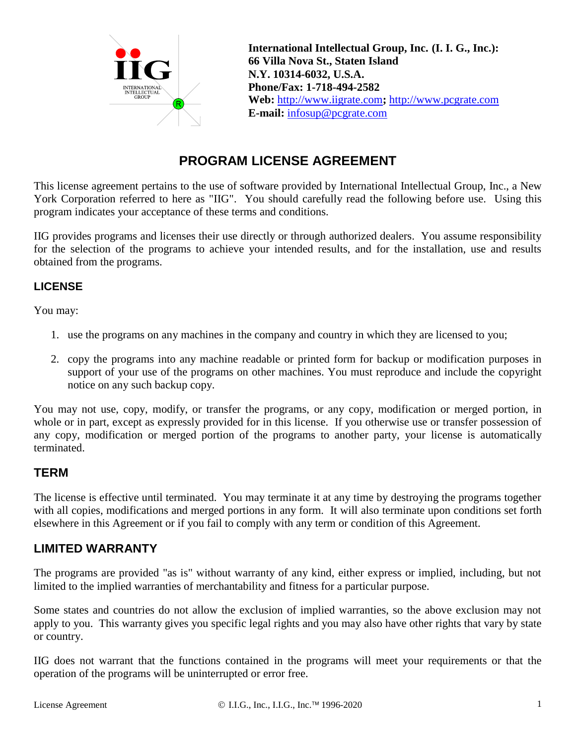**International Intellectual Group, Inc. (I. I. G., Inc.):**
**66 Villa Nova St., Staten Island**
**N.Y. 10314-6032, U.S.A.**
**Phone/Fax: 1-718-494-2582**
**Web:** http://www.iigrate.com**;** http://www.pcgrate.com
**E-mail:** infosup@pcgrate.com

# PROGRAM LICENSE AGREEMENT

This license agreement pertains to the use of software provided by International Intellectual Group, Inc., a New York Corporation referred to here as "IIG". You should carefully read the following before use. Using this program indicates your acceptance of these terms and conditions.

IIG provides programs and licenses their use directly or through authorized dealers. You assume responsibility for the selection of the programs to achieve your intended results, and for the installation, use and results obtained from the programs.

## LICENSE

You may:

1. use the programs on any machines in the company and country in which they are licensed to you;

2. copy the programs into any machine readable or printed form for backup or modification purposes in support of your use of the programs on other machines. You must reproduce and include the copyright notice on any such backup copy.

You may not use, copy, modify, or transfer the programs, or any copy, modification or merged portion, in whole or in part, except as expressly provided for in this license. If you otherwise use or transfer possession of any copy, modification or merged portion of the programs to another party, your license is automatically terminated.

## TERM

The license is effective until terminated. You may terminate it at any time by destroying the programs together with all copies, modifications and merged portions in any form. It will also terminate upon conditions set forth elsewhere in this Agreement or if you fail to comply with any term or condition of this Agreement.

## LIMITED WARRANTY

The programs are provided "as is" without warranty of any kind, either express or implied, including, but not limited to the implied warranties of merchantability and fitness for a particular purpose.

Some states and countries do not allow the exclusion of implied warranties, so the above exclusion may not apply to you. This warranty gives you specific legal rights and you may also have other rights that vary by state or country.

IIG does not warrant that the functions contained in the programs will meet your requirements or that the operation of the programs will be uninterrupted or error free.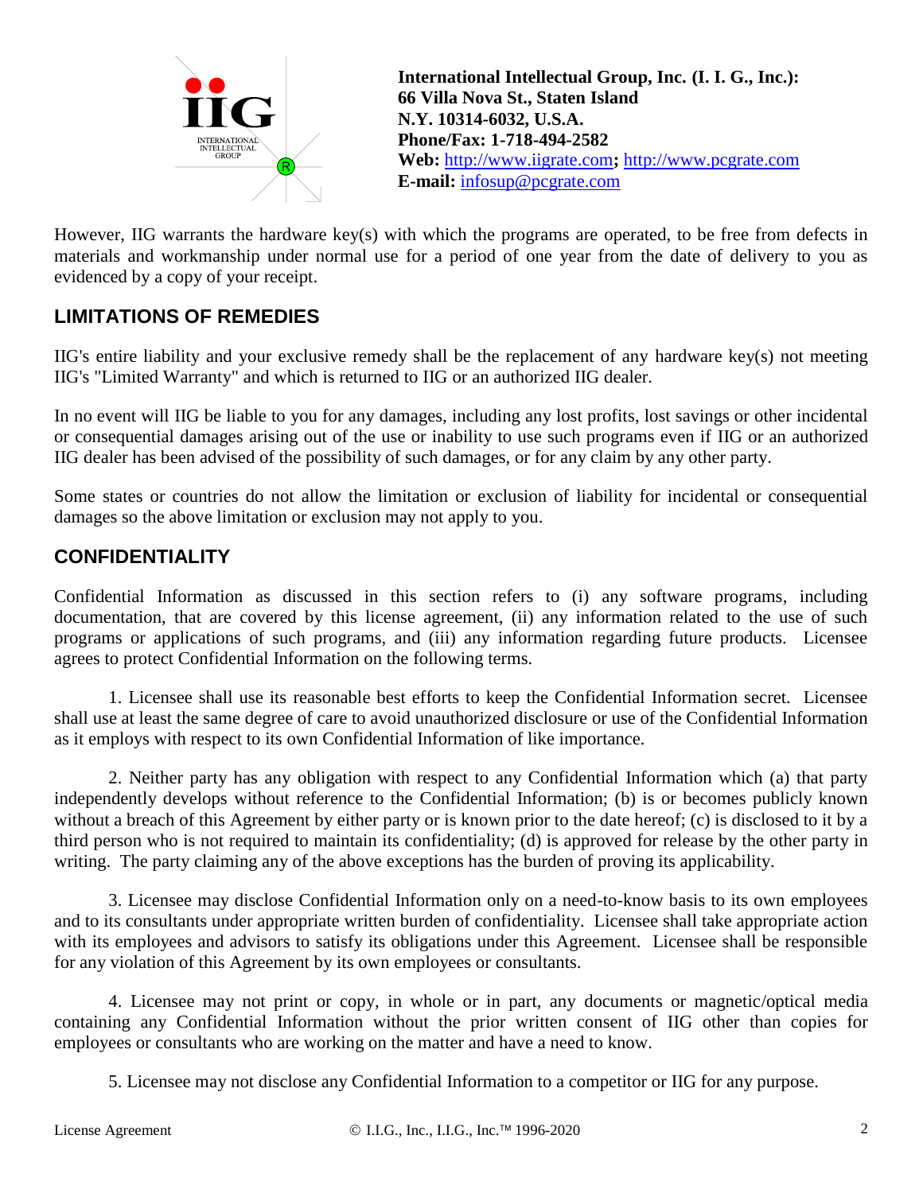**International Intellectual Group, Inc. (I. I. G., Inc.):**
**66 Villa Nova St., Staten Island**
**N.Y. 10314-6032, U.S.A.**
**Phone/Fax: 1-718-494-2582**
**Web:** http://www.iigrate.com**;** http://www.pcgrate.com
**E-mail:** infosup@pcgrate.com

However, IIG warrants the hardware key(s) with which the programs are operated, to be free from defects in materials and workmanship under normal use for a period of one year from the date of delivery to you as evidenced by a copy of your receipt.

## LIMITATIONS OF REMEDIES

IIG's entire liability and your exclusive remedy shall be the replacement of any hardware key(s) not meeting IIG's "Limited Warranty" and which is returned to IIG or an authorized IIG dealer.

In no event will IIG be liable to you for any damages, including any lost profits, lost savings or other incidental or consequential damages arising out of the use or inability to use such programs even if IIG or an authorized IIG dealer has been advised of the possibility of such damages, or for any claim by any other party.

Some states or countries do not allow the limitation or exclusion of liability for incidental or consequential damages so the above limitation or exclusion may not apply to you.

## CONFIDENTIALITY

Confidential Information as discussed in this section refers to (i) any software programs, including documentation, that are covered by this license agreement, (ii) any information related to the use of such programs or applications of such programs, and (iii) any information regarding future products. Licensee agrees to protect Confidential Information on the following terms.

1. Licensee shall use its reasonable best efforts to keep the Confidential Information secret. Licensee shall use at least the same degree of care to avoid unauthorized disclosure or use of the Confidential Information as it employs with respect to its own Confidential Information of like importance.

2. Neither party has any obligation with respect to any Confidential Information which (a) that party independently develops without reference to the Confidential Information; (b) is or becomes publicly known without a breach of this Agreement by either party or is known prior to the date hereof; (c) is disclosed to it by a third person who is not required to maintain its confidentiality; (d) is approved for release by the other party in writing. The party claiming any of the above exceptions has the burden of proving its applicability.

3. Licensee may disclose Confidential Information only on a need-to-know basis to its own employees and to its consultants under appropriate written burden of confidentiality. Licensee shall take appropriate action with its employees and advisors to satisfy its obligations under this Agreement. Licensee shall be responsible for any violation of this Agreement by its own employees or consultants.

4. Licensee may not print or copy, in whole or in part, any documents or magnetic/optical media containing any Confidential Information without the prior written consent of IIG other than copies for employees or consultants who are working on the matter and have a need to know.

5. Licensee may not disclose any Confidential Information to a competitor or IIG for any purpose.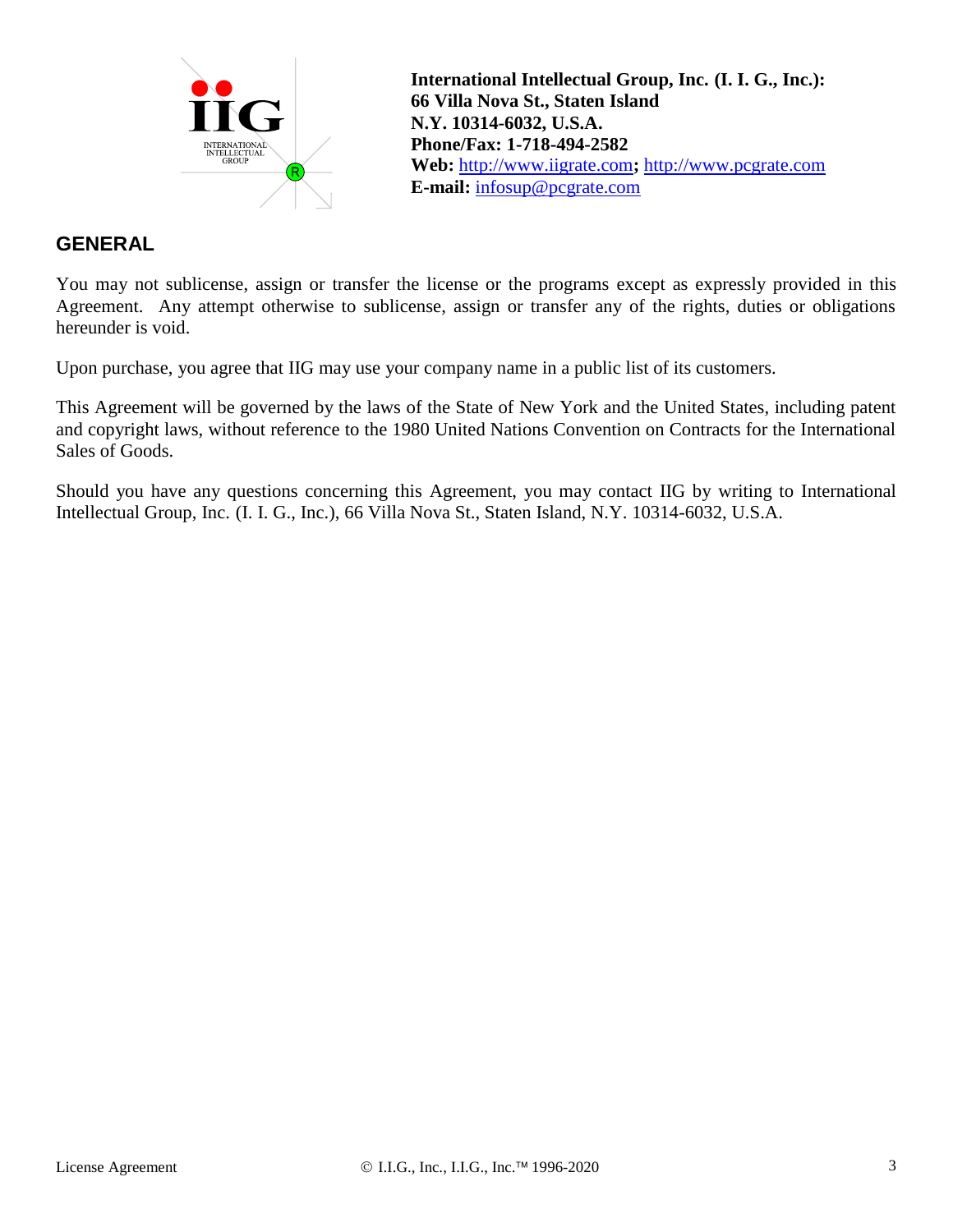**International Intellectual Group, Inc. (I. I. G., Inc.):**
**66 Villa Nova St., Staten Island**
**N.Y. 10314-6032, U.S.A.**
**Phone/Fax: 1-718-494-2582**
**Web:** http://www.iigrate.com**;** http://www.pcgrate.com
**E-mail:** infosup@pcgrate.com

## GENERAL

You may not sublicense, assign or transfer the license or the programs except as expressly provided in this Agreement. Any attempt otherwise to sublicense, assign or transfer any of the rights, duties or obligations hereunder is void.

Upon purchase, you agree that IIG may use your company name in a public list of its customers.

This Agreement will be governed by the laws of the State of New York and the United States, including patent and copyright laws, without reference to the 1980 United Nations Convention on Contracts for the International Sales of Goods.

Should you have any questions concerning this Agreement, you may contact IIG by writing to International Intellectual Group, Inc. (I. I. G., Inc.), 66 Villa Nova St., Staten Island, N.Y. 10314-6032, U.S.A.